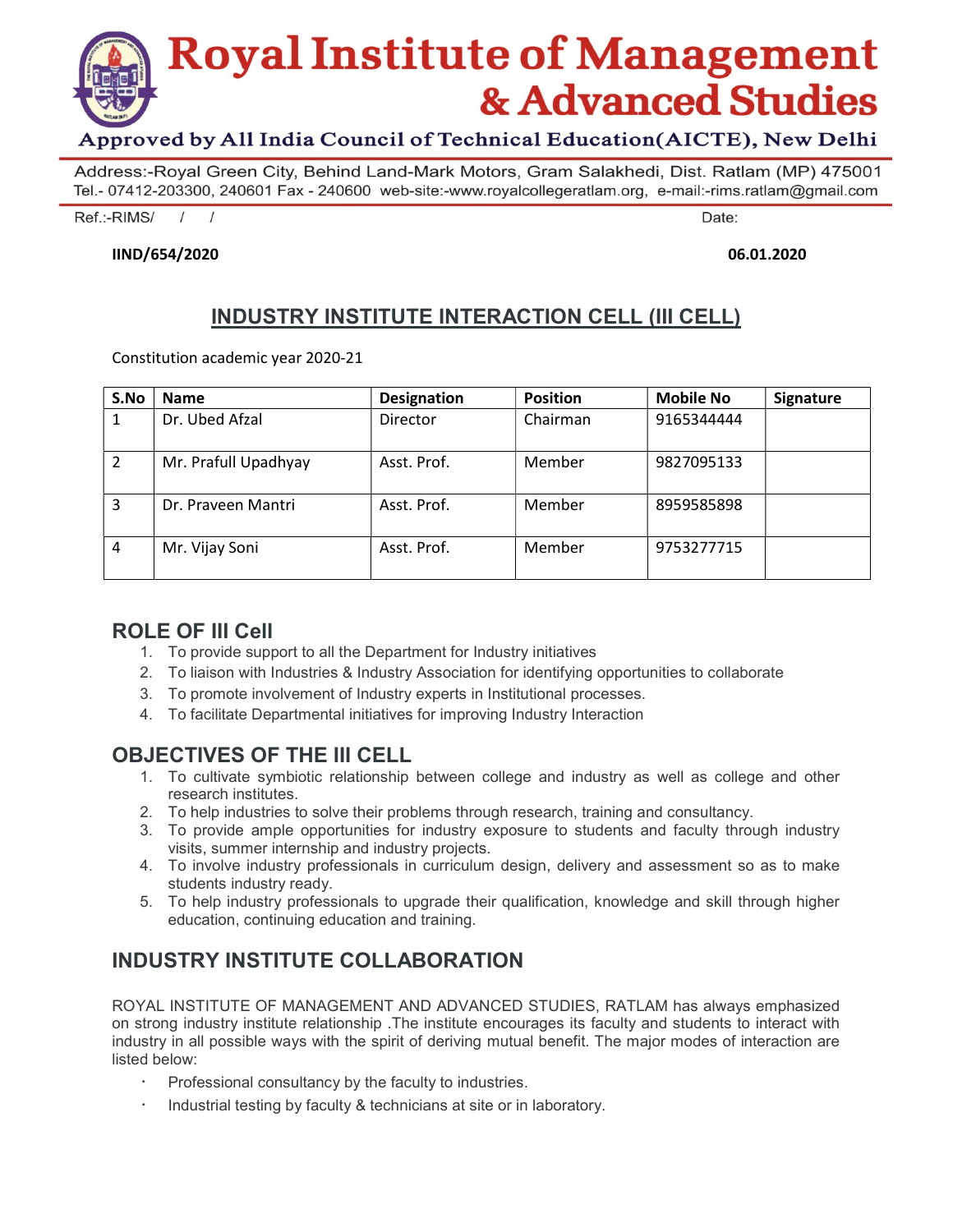# Royal Institute of Management & Advanced Studies

Approved by All India Council of Technical Education(AICTE), New Delhi

Address:-Royal Green City, Behind Land-Mark Motors, Gram Salakhedi, Dist. Ratlam (MP) 475001
Tel.- 07412-203300, 240601 Fax - 240600 web-site:-www.royalcollegeratlam.org, e-mail:-rims.ratlam@gmail.com

Ref.:-RIMS/ / / Date:

**IIND/654/2020** **06.01.2020**

## INDUSTRY INSTITUTE INTERACTION CELL (III CELL)

Constitution academic year 2020-21

| S.No | Name | Designation | Position | Mobile No | Signature |
|---|---|---|---|---|---|
| 1 | Dr. Ubed Afzal | Director | Chairman | 9165344444 | |
| 2 | Mr. Prafull Upadhyay | Asst. Prof. | Member | 9827095133 | |
| 3 | Dr. Praveen Mantri | Asst. Prof. | Member | 8959585898 | |
| 4 | Mr. Vijay Soni | Asst. Prof. | Member | 9753277715 | |

## ROLE OF III Cell

1. To provide support to all the Department for Industry initiatives
2. To liaison with Industries & Industry Association for identifying opportunities to collaborate
3. To promote involvement of Industry experts in Institutional processes.
4. To facilitate Departmental initiatives for improving Industry Interaction

## OBJECTIVES OF THE III CELL

1. To cultivate symbiotic relationship between college and industry as well as college and other research institutes.
2. To help industries to solve their problems through research, training and consultancy.
3. To provide ample opportunities for industry exposure to students and faculty through industry visits, summer internship and industry projects.
4. To involve industry professionals in curriculum design, delivery and assessment so as to make students industry ready.
5. To help industry professionals to upgrade their qualification, knowledge and skill through higher education, continuing education and training.

## INDUSTRY INSTITUTE COLLABORATION

ROYAL INSTITUTE OF MANAGEMENT AND ADVANCED STUDIES, RATLAM has always emphasized on strong industry institute relationship .The institute encourages its faculty and students to interact with industry in all possible ways with the spirit of deriving mutual benefit. The major modes of interaction are listed below:

- Professional consultancy by the faculty to industries.
- Industrial testing by faculty & technicians at site or in laboratory.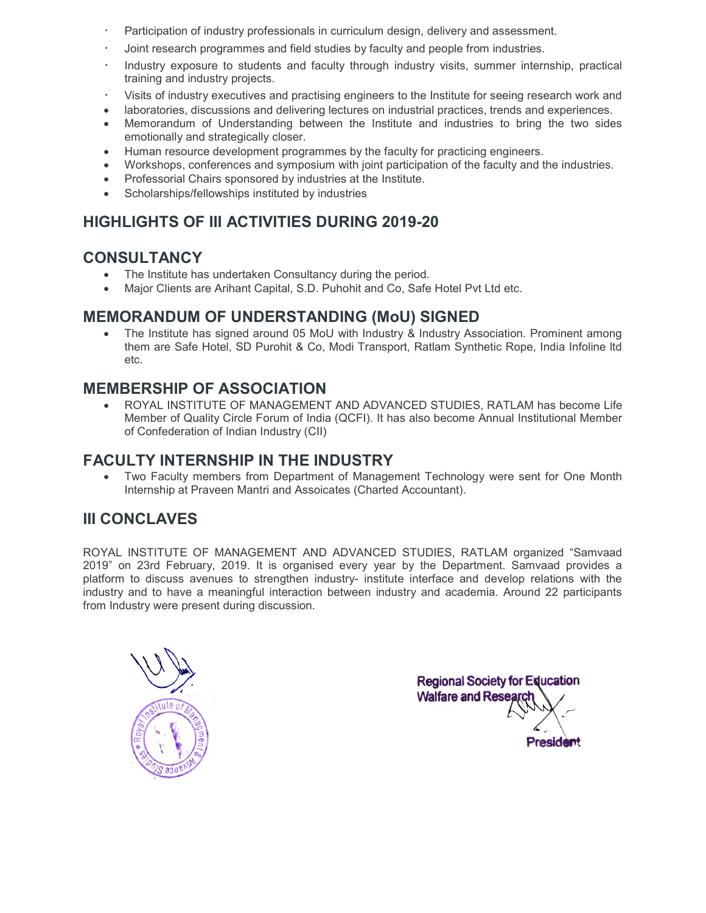- Participation of industry professionals in curriculum design, delivery and assessment.
- Joint research programmes and field studies by faculty and people from industries.
- Industry exposure to students and faculty through industry visits, summer internship, practical training and industry projects.
- Visits of industry executives and practising engineers to the Institute for seeing research work and
- laboratories, discussions and delivering lectures on industrial practices, trends and experiences.
- Memorandum of Understanding between the Institute and industries to bring the two sides emotionally and strategically closer.
- Human resource development programmes by the faculty for practicing engineers.
- Workshops, conferences and symposium with joint participation of the faculty and the industries.
- Professorial Chairs sponsored by industries at the Institute.
- Scholarships/fellowships instituted by industries

## HIGHLIGHTS OF III ACTIVITIES DURING 2019-20

## CONSULTANCY

- The Institute has undertaken Consultancy during the period.
- Major Clients are Arihant Capital, S.D. Puhohit and Co, Safe Hotel Pvt Ltd etc.

## MEMORANDUM OF UNDERSTANDING (MoU) SIGNED

- The Institute has signed around 05 MoU with Industry & Industry Association. Prominent among them are Safe Hotel, SD Purohit & Co, Modi Transport, Ratlam Synthetic Rope, India Infoline ltd etc.

## MEMBERSHIP OF ASSOCIATION

- ROYAL INSTITUTE OF MANAGEMENT AND ADVANCED STUDIES, RATLAM has become Life Member of Quality Circle Forum of India (QCFI). It has also become Annual Institutional Member of Confederation of Indian Industry (CII)

## FACULTY INTERNSHIP IN THE INDUSTRY

- Two Faculty members from Department of Management Technology were sent for One Month Internship at Praveen Mantri and Assoicates (Charted Accountant).

## III CONCLAVES

ROYAL INSTITUTE OF MANAGEMENT AND ADVANCED STUDIES, RATLAM organized "Samvaad 2019" on 23rd February, 2019. It is organised every year by the Department. Samvaad provides a platform to discuss avenues to strengthen industry- institute interface and develop relations with the industry and to have a meaningful interaction between industry and academia. Around 22 participants from Industry were present during discussion.

Royal Institute of Management & Advance Studies

Regional Society for Education Walfare and Research

President